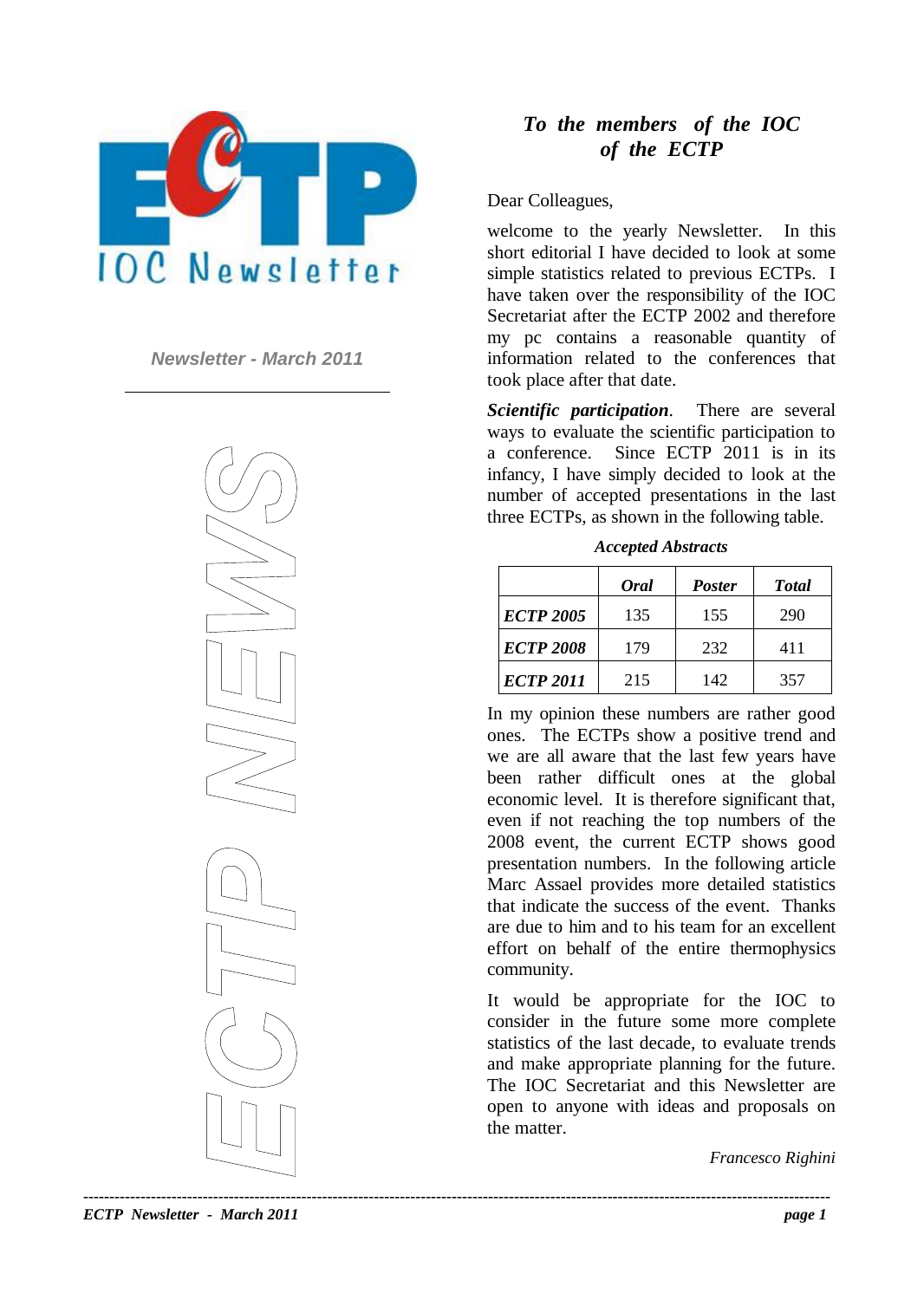# ECTP IOC Newsletter

*Newsletter - March 2011*

ECTP NEWS

## *To the members of the IOC of the ECTP*

Dear Colleagues,

welcome to the yearly Newsletter. In this short editorial I have decided to look at some simple statistics related to previous ECTPs. I have taken over the responsibility of the IOC Secretariat after the ECTP 2002 and therefore my pc contains a reasonable quantity of information related to the conferences that took place after that date.

***Scientific participation***. There are several ways to evaluate the scientific participation to a conference. Since ECTP 2011 is in its infancy, I have simply decided to look at the number of accepted presentations in the last three ECTPs, as shown in the following table.

***Accepted Abstracts***

| | ***Oral*** | ***Poster*** | ***Total*** |
|---|---|---|---|
| ***ECTP 2005*** | 135 | 155 | 290 |
| ***ECTP 2008*** | 179 | 232 | 411 |
| ***ECTP 2011*** | 215 | 142 | 357 |

In my opinion these numbers are rather good ones. The ECTPs show a positive trend and we are all aware that the last few years have been rather difficult ones at the global economic level. It is therefore significant that, even if not reaching the top numbers of the 2008 event, the current ECTP shows good presentation numbers. In the following article Marc Assael provides more detailed statistics that indicate the success of the event. Thanks are due to him and to his team for an excellent effort on behalf of the entire thermophysics community.

It would be appropriate for the IOC to consider in the future some more complete statistics of the last decade, to evaluate trends and make appropriate planning for the future. The IOC Secretariat and this Newsletter are open to anyone with ideas and proposals on the matter.

*Francesco Righini*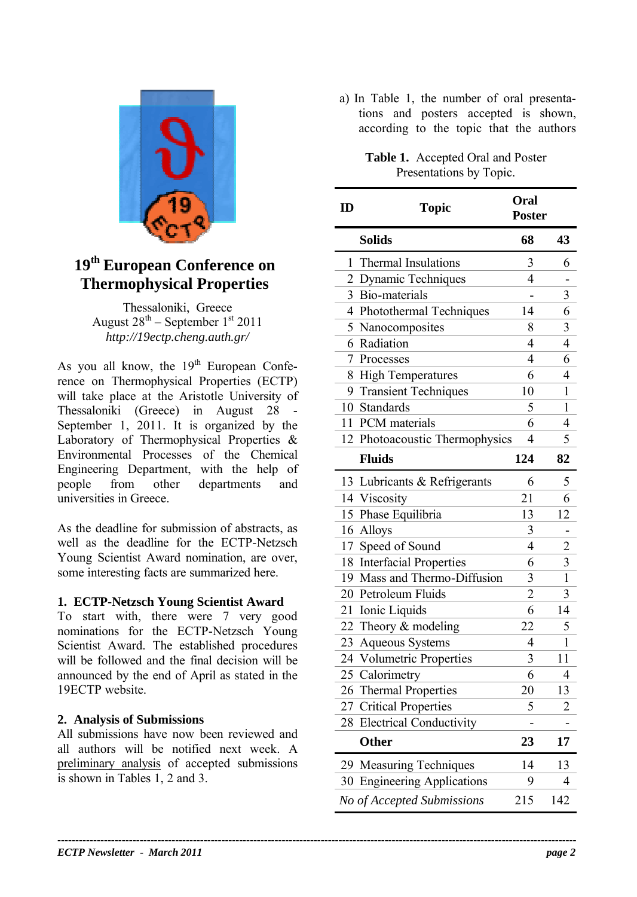# 19th European Conference on Thermophysical Properties

Thessaloniki, Greece
August 28th – September 1st 2011
*http://19ectp.cheng.auth.gr/*

As you all know, the 19th European Conference on Thermophysical Properties (ECTP) will take place at the Aristotle University of Thessaloniki (Greece) in August 28 - September 1, 2011. It is organized by the Laboratory of Thermophysical Properties & Environmental Processes of the Chemical Engineering Department, with the help of people from other departments and universities in Greece.

As the deadline for submission of abstracts, as well as the deadline for the ECTP-Netzsch Young Scientist Award nomination, are over, some interesting facts are summarized here.

## 1. ECTP-Netzsch Young Scientist Award

To start with, there were 7 very good nominations for the ECTP-Netzsch Young Scientist Award. The established procedures will be followed and the final decision will be announced by the end of April as stated in the 19ECTP website.

## 2. Analysis of Submissions

All submissions have now been reviewed and all authors will be notified next week. A preliminary analysis of accepted submissions is shown in Tables 1, 2 and 3.

a) In Table 1, the number of oral presentations and posters accepted is shown, according to the topic that the authors

**Table 1.** Accepted Oral and Poster Presentations by Topic.

| ID | Topic | Oral | Poster |
|---|---|---|---|
| | **Solids** | **68** | **43** |
| 1 | Thermal Insulations | 3 | 6 |
| 2 | Dynamic Techniques | 4 | - |
| 3 | Bio-materials | - | 3 |
| 4 | Photothermal Techniques | 14 | 6 |
| 5 | Nanocomposites | 8 | 3 |
| 6 | Radiation | 4 | 4 |
| 7 | Processes | 4 | 6 |
| 8 | High Temperatures | 6 | 4 |
| 9 | Transient Techniques | 10 | 1 |
| 10 | Standards | 5 | 1 |
| 11 | PCM materials | 6 | 4 |
| 12 | Photoacoustic Thermophysics | 4 | 5 |
| | **Fluids** | **124** | **82** |
| 13 | Lubricants & Refrigerants | 6 | 5 |
| 14 | Viscosity | 21 | 6 |
| 15 | Phase Equilibria | 13 | 12 |
| 16 | Alloys | 3 | - |
| 17 | Speed of Sound | 4 | 2 |
| 18 | Interfacial Properties | 6 | 3 |
| 19 | Mass and Thermo-Diffusion | 3 | 1 |
| 20 | Petroleum Fluids | 2 | 3 |
| 21 | Ionic Liquids | 6 | 14 |
| 22 | Theory & modeling | 22 | 5 |
| 23 | Aqueous Systems | 4 | 1 |
| 24 | Volumetric Properties | 3 | 11 |
| 25 | Calorimetry | 6 | 4 |
| 26 | Thermal Properties | 20 | 13 |
| 27 | Critical Properties | 5 | 2 |
| 28 | Electrical Conductivity | - | - |
| | **Other** | **23** | **17** |
| 29 | Measuring Techniques | 14 | 13 |
| 30 | Engineering Applications | 9 | 4 |
| | *No of Accepted Submissions* | 215 | 142 |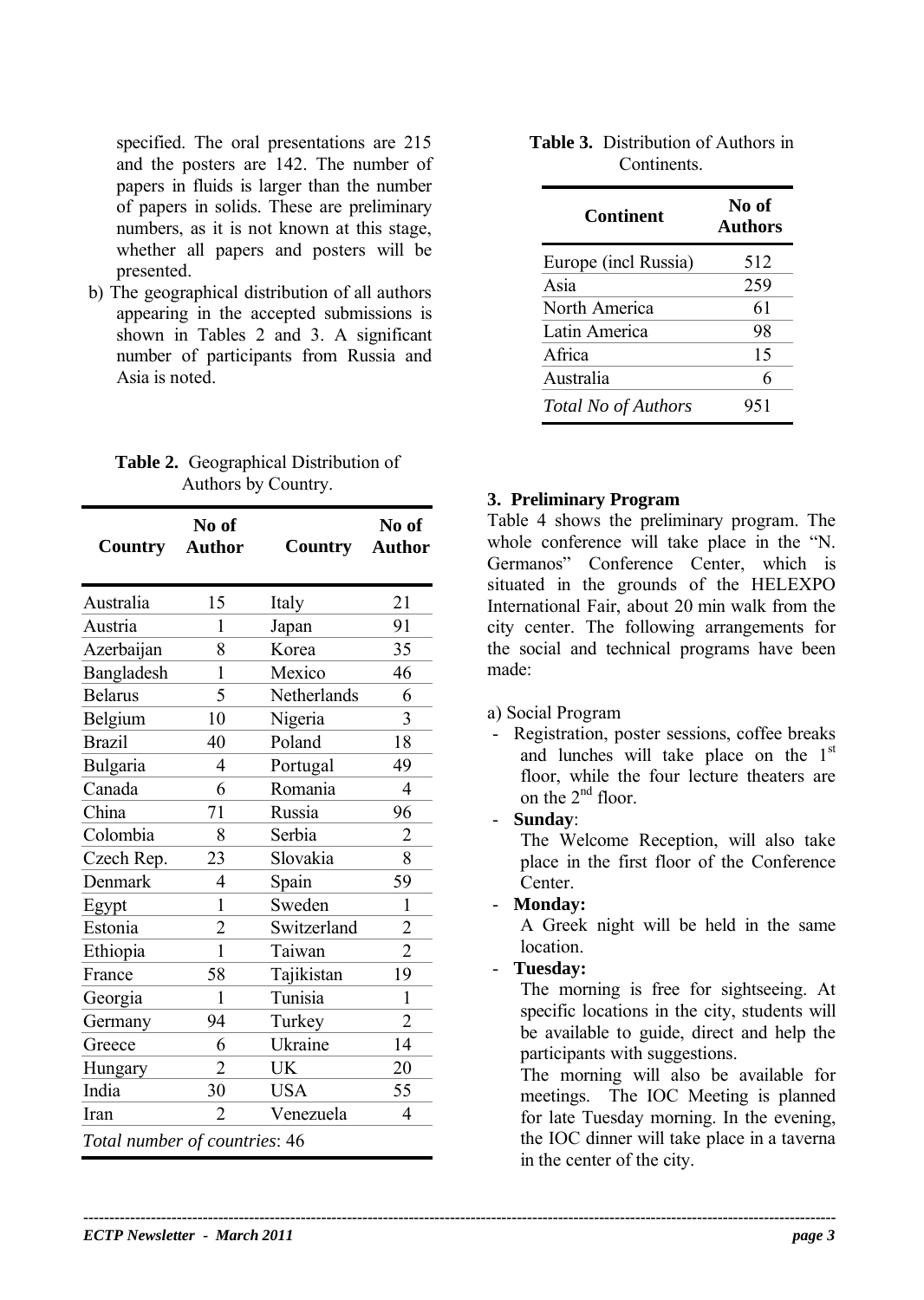specified. The oral presentations are 215 and the posters are 142. The number of papers in fluids is larger than the number of papers in solids. These are preliminary numbers, as it is not known at this stage, whether all papers and posters will be presented.

b) The geographical distribution of all authors appearing in the accepted submissions is shown in Tables 2 and 3. A significant number of participants from Russia and Asia is noted.

**Table 2.** Geographical Distribution of Authors by Country.

| Country | No of Author | Country | No of Author |
|---|---|---|---|
| Australia | 15 | Italy | 21 |
| Austria | 1 | Japan | 91 |
| Azerbaijan | 8 | Korea | 35 |
| Bangladesh | 1 | Mexico | 46 |
| Belarus | 5 | Netherlands | 6 |
| Belgium | 10 | Nigeria | 3 |
| Brazil | 40 | Poland | 18 |
| Bulgaria | 4 | Portugal | 49 |
| Canada | 6 | Romania | 4 |
| China | 71 | Russia | 96 |
| Colombia | 8 | Serbia | 2 |
| Czech Rep. | 23 | Slovakia | 8 |
| Denmark | 4 | Spain | 59 |
| Egypt | 1 | Sweden | 1 |
| Estonia | 2 | Switzerland | 2 |
| Ethiopia | 1 | Taiwan | 2 |
| France | 58 | Tajikistan | 19 |
| Georgia | 1 | Tunisia | 1 |
| Germany | 94 | Turkey | 2 |
| Greece | 6 | Ukraine | 14 |
| Hungary | 2 | UK | 20 |
| India | 30 | USA | 55 |
| Iran | 2 | Venezuela | 4 |
| *Total number of countries*: 46 | | | |

**Table 3.** Distribution of Authors in Continents.

| Continent | No of Authors |
|---|---|
| Europe (incl Russia) | 512 |
| Asia | 259 |
| North America | 61 |
| Latin America | 98 |
| Africa | 15 |
| Australia | 6 |
| *Total No of Authors* | 951 |

### 3. Preliminary Program

Table 4 shows the preliminary program. The whole conference will take place in the "N. Germanos" Conference Center, which is situated in the grounds of the HELEXPO International Fair, about 20 min walk from the city center. The following arrangements for the social and technical programs have been made:

a) Social Program

- Registration, poster sessions, coffee breaks and lunches will take place on the 1st floor, while the four lecture theaters are on the 2nd floor.
- **Sunday**:
  The Welcome Reception, will also take place in the first floor of the Conference Center.
- **Monday:**
  A Greek night will be held in the same location.
- **Tuesday:**
  The morning is free for sightseeing. At specific locations in the city, students will be available to guide, direct and help the participants with suggestions.
  The morning will also be available for meetings. The IOC Meeting is planned for late Tuesday morning. In the evening, the IOC dinner will take place in a taverna in the center of the city.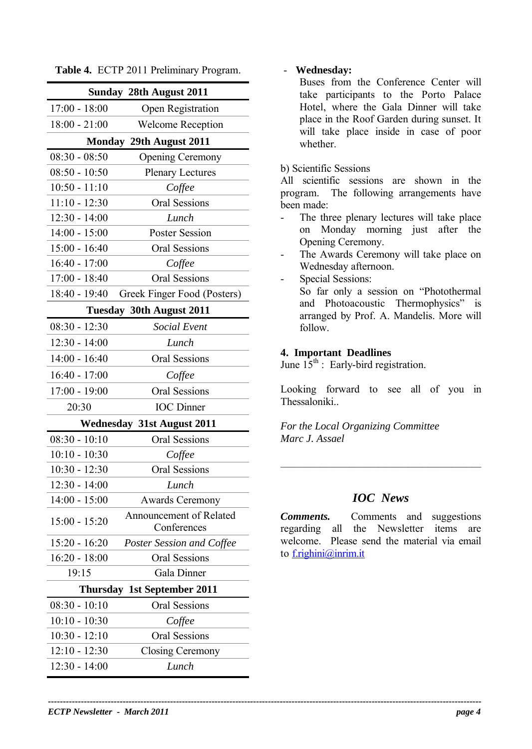**Table 4.** ECTP 2011 Preliminary Program.

| | |
|---|---|
| **Sunday 28th August 2011** | |
| 17:00 - 18:00 | Open Registration |
| 18:00 - 21:00 | Welcome Reception |
| **Monday 29th August 2011** | |
| 08:30 - 08:50 | Opening Ceremony |
| 08:50 - 10:50 | Plenary Lectures |
| 10:50 - 11:10 | *Coffee* |
| 11:10 - 12:30 | Oral Sessions |
| 12:30 - 14:00 | *Lunch* |
| 14:00 - 15:00 | Poster Session |
| 15:00 - 16:40 | Oral Sessions |
| 16:40 - 17:00 | *Coffee* |
| 17:00 - 18:40 | Oral Sessions |
| 18:40 - 19:40 | Greek Finger Food (Posters) |
| **Tuesday 30th August 2011** | |
| 08:30 - 12:30 | *Social Event* |
| 12:30 - 14:00 | *Lunch* |
| 14:00 - 16:40 | Oral Sessions |
| 16:40 - 17:00 | *Coffee* |
| 17:00 - 19:00 | Oral Sessions |
| 20:30 | IOC Dinner |
| **Wednesday 31st August 2011** | |
| 08:30 - 10:10 | Oral Sessions |
| 10:10 - 10:30 | *Coffee* |
| 10:30 - 12:30 | Oral Sessions |
| 12:30 - 14:00 | *Lunch* |
| 14:00 - 15:00 | Awards Ceremony |
| 15:00 - 15:20 | Announcement of Related Conferences |
| 15:20 - 16:20 | *Poster Session and Coffee* |
| 16:20 - 18:00 | Oral Sessions |
| 19:15 | Gala Dinner |
| **Thursday 1st September 2011** | |
| 08:30 - 10:10 | Oral Sessions |
| 10:10 - 10:30 | *Coffee* |
| 10:30 - 12:10 | Oral Sessions |
| 12:10 - 12:30 | Closing Ceremony |
| 12:30 - 14:00 | *Lunch* |

- **Wednesday:**
  Buses from the Conference Center will take participants to the Porto Palace Hotel, where the Gala Dinner will take place in the Roof Garden during sunset. It will take place inside in case of poor whether.

b) Scientific Sessions
All scientific sessions are shown in the program. The following arrangements have been made:

- The three plenary lectures will take place on Monday morning just after the Opening Ceremony.
- The Awards Ceremony will take place on Wednesday afternoon.
- Special Sessions:
  So far only a session on "Photothermal and Photoacoustic Thermophysics" is arranged by Prof. A. Mandelis. More will follow.

## 4. Important Deadlines

June 15th : Early-bird registration.

Looking forward to see all of you in Thessaloniki..

*For the Local Organizing Committee*
*Marc J. Assael*

---

## *IOC News*

***Comments.*** Comments and suggestions regarding all the Newsletter items are welcome. Please send the material via email to f.righini@inrim.it